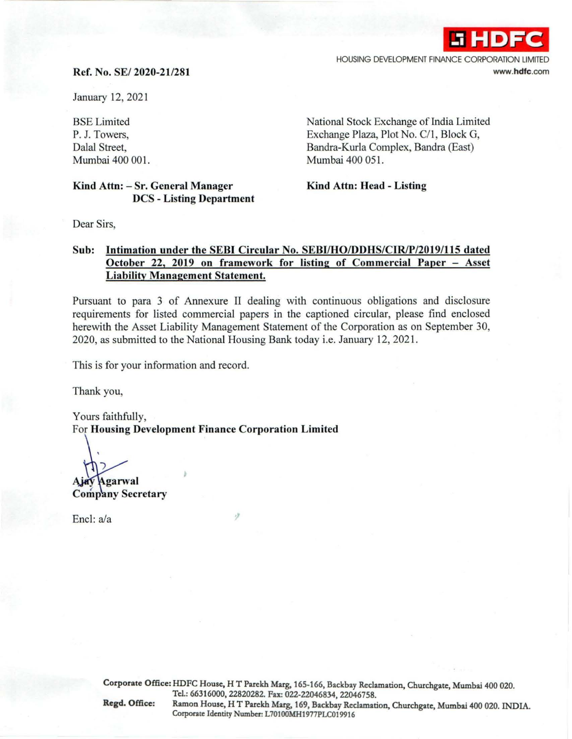**HDFC**

HOUSING DEVELOPMENT FINANCE CORPORATION LIMITED
www.hdfc.com

**Ref. No. SE/ 2020-21/281**

January 12, 2021

BSE Limited
P. J. Towers,
Dalal Street,
Mumbai 400 001.

**Kind Attn: – Sr. General Manager DCS - Listing Department**

National Stock Exchange of India Limited
Exchange Plaza, Plot No. C/1, Block G,
Bandra-Kurla Complex, Bandra (East)
Mumbai 400 051.

**Kind Attn: Head - Listing**

Dear Sirs,

**Sub: Intimation under the SEBI Circular No. SEBI/HO/DDHS/CIR/P/2019/115 dated October 22, 2019 on framework for listing of Commercial Paper – Asset Liability Management Statement.**

Pursuant to para 3 of Annexure II dealing with continuous obligations and disclosure requirements for listed commercial papers in the captioned circular, please find enclosed herewith the Asset Liability Management Statement of the Corporation as on September 30, 2020, as submitted to the National Housing Bank today i.e. January 12, 2021.

This is for your information and record.

Thank you,

Yours faithfully,
For **Housing Development Finance Corporation Limited**

**Ajay Agarwal**
**Company Secretary**

Encl: a/a

**Corporate Office:** HDFC House, H T Parekh Marg, 165-166, Backbay Reclamation, Churchgate, Mumbai 400 020. Tel.: 66316000, 22820282. Fax: 022-22046834, 22046758.
**Regd. Office:** Ramon House, H T Parekh Marg, 169, Backbay Reclamation, Churchgate, Mumbai 400 020. INDIA.
Corporate Identity Number: L70100MH1977PLC019916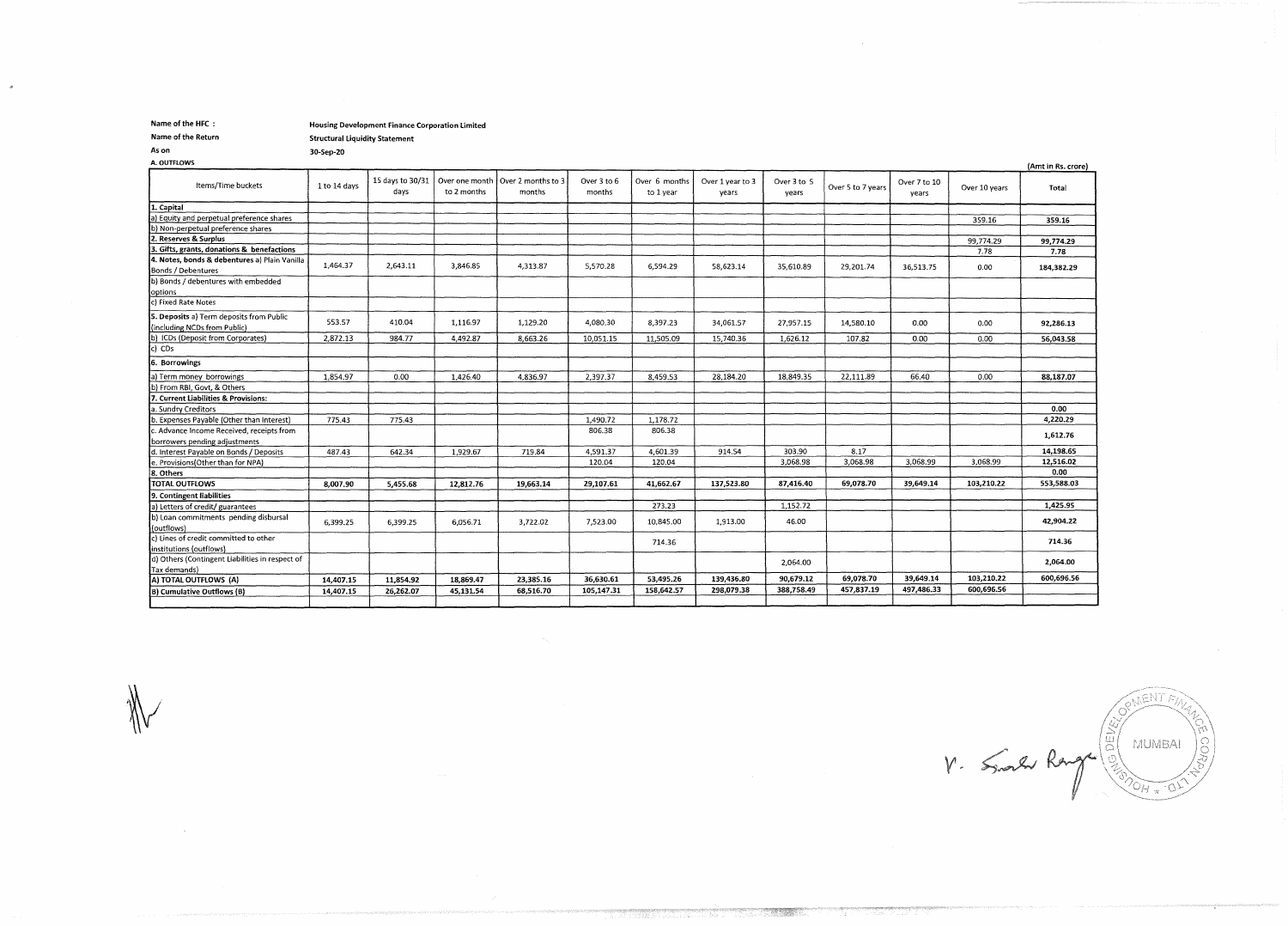**Name of the HFC :** Housing Development Finance Corporation Limited

**Name of the Return** Structural Liquidity Statement

**As on** 30-Sep-20

**A. OUTFLOWS**

(Amt in Rs. crore)

| Items/Time buckets | 1 to 14 days | 15 days to 30/31 days | Over one month to 2 months | Over 2 months to 3 months | Over 3 to 6 months | Over 6 months to 1 year | Over 1 year to 3 years | Over 3 to 5 years | Over 5 to 7 years | Over 7 to 10 years | Over 10 years | Total |
|---|---|---|---|---|---|---|---|---|---|---|---|---|
| **1. Capital** | | | | | | | | | | | | |
| a) Equity and perpetual preference shares | | | | | | | | | | | 359.16 | **359.16** |
| b) Non-perpetual preference shares | | | | | | | | | | | | |
| **2. Reserves & Surplus** | | | | | | | | | | | 99,774.29 | **99,774.29** |
| **3. Gifts, grants, donations & benefactions** | | | | | | | | | | | 7.78 | **7.78** |
| **4. Notes, bonds & debentures** a) Plain Vanilla Bonds / Debentures | 1,464.37 | 2,643.11 | 3,846.85 | 4,313.87 | 5,570.28 | 6,594.29 | 58,623.14 | 35,610.89 | 29,201.74 | 36,513.75 | 0.00 | **184,382.29** |
| b) Bonds / debentures with embedded options | | | | | | | | | | | | |
| c) Fixed Rate Notes | | | | | | | | | | | | |
| **5. Deposits** a) Term deposits from Public (including NCDs from Public) | 553.57 | 410.04 | 1,116.97 | 1,129.20 | 4,080.30 | 8,397.23 | 34,061.57 | 27,957.15 | 14,580.10 | 0.00 | 0.00 | **92,286.13** |
| b) ICDs (Deposit from Corporates) | 2,872.13 | 984.77 | 4,492.87 | 8,663.26 | 10,051.15 | 11,505.09 | 15,740.36 | 1,626.12 | 107.82 | 0.00 | 0.00 | **56,043.58** |
| c) CDs | | | | | | | | | | | | |
| **6. Borrowings** | | | | | | | | | | | | |
| a) Term money borrowings | 1,854.97 | 0.00 | 1,426.40 | 4,836.97 | 2,397.37 | 8,459.53 | 28,184.20 | 18,849.35 | 22,111.89 | 66.40 | 0.00 | **88,187.07** |
| b) From RBI, Govt, & Others | | | | | | | | | | | | |
| **7. Current Liabilities & Provisions:** | | | | | | | | | | | | |
| a. Sundry Creditors | | | | | | | | | | | | **0.00** |
| b. Expenses Payable (Other than Interest) | 775.43 | 775.43 | | | 1,490.72 | 1,178.72 | | | | | | **4,220.29** |
| c. Advance Income Received, receipts from borrowers pending adjustments | | | | | 806.38 | 806.38 | | | | | | **1,612.76** |
| d. Interest Payable on Bonds / Deposits | 487.43 | 642.34 | 1,929.67 | 719.84 | 4,591.37 | 4,601.39 | 914.54 | 303.90 | 8.17 | | | **14,198.65** |
| e. Provisions(Other than for NPA) | | | | | 120.04 | 120.04 | | 3,068.98 | 3,068.98 | 3,068.99 | 3,068.99 | **12,516.02** |
| **8. Others** | | | | | | | | | | | | **0.00** |
| **TOTAL OUTFLOWS** | **8,007.90** | **5,455.68** | **12,812.76** | **19,663.14** | **29,107.61** | **41,662.67** | **137,523.80** | **87,416.40** | **69,078.70** | **39,649.14** | **103,210.22** | **553,588.03** |
| **9. Contingent liabilities** | | | | | | | | | | | | |
| a) Letters of credit/ guarantees | | | | | | 273.23 | | 1,152.72 | | | | **1,425.95** |
| b) Loan commitments pending disbursal (outflows) | 6,399.25 | 6,399.25 | 6,056.71 | 3,722.02 | 7,523.00 | 10,845.00 | 1,913.00 | 46.00 | | | | **42,904.22** |
| c) Lines of credit committed to other institutions (outflows) | | | | | | 714.36 | | | | | | **714.36** |
| d) Others (Contingent Liabilities in respect of Tax demands) | | | | | | | | 2,064.00 | | | | **2,064.00** |
| **A) TOTAL OUTFLOWS (A)** | **14,407.15** | **11,854.92** | **18,869.47** | **23,385.16** | **36,630.61** | **53,495.26** | **139,436.80** | **90,679.12** | **69,078.70** | **39,649.14** | **103,210.22** | **600,696.56** |
| **B) Cumulative Outflows (B)** | **14,407.15** | **26,262.07** | **45,131.54** | **68,516.70** | **105,147.31** | **158,642.57** | **298,079.38** | **388,758.49** | **457,837.19** | **497,486.33** | **600,696.56** | |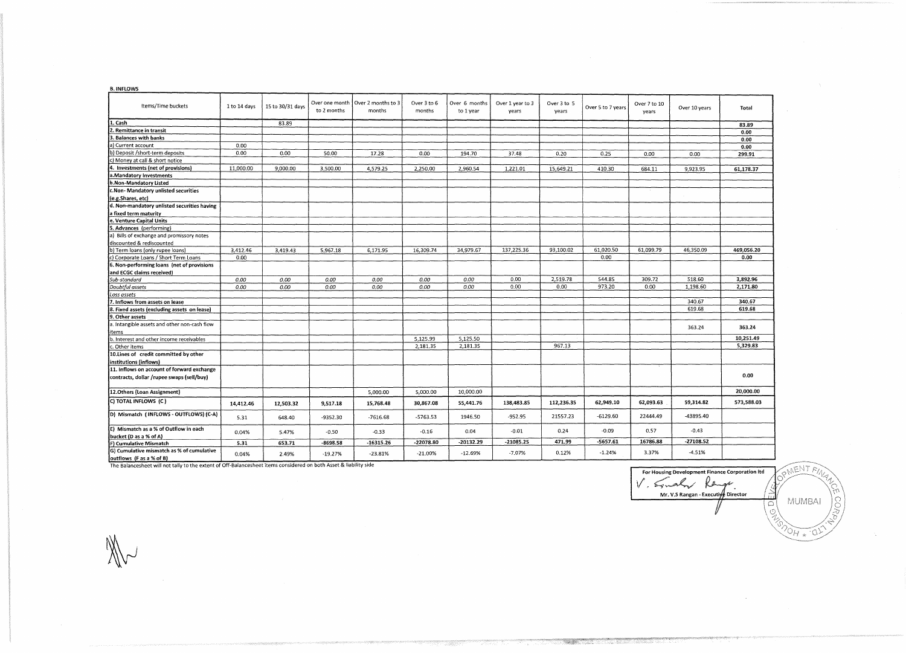**B. INFLOWS**

| Items/Time buckets | 1 to 14 days | 15 to 30/31 days | Over one month to 2 months | Over 2 months to 3 months | Over 3 to 6 months | Over 6 months to 1 year | Over 1 year to 3 years | Over 3 to 5 years | Over 5 to 7 years | Over 7 to 10 years | Over 10 years | Total |
|---|---|---|---|---|---|---|---|---|---|---|---|---|
| **1. Cash** | | 83.89 | | | | | | | | | | **83.89** |
| **2. Remittance in transit** | | | | | | | | | | | | **0.00** |
| **3. Balances with banks** | | | | | | | | | | | | **0.00** |
| a) Current account | 0.00 | | | | | | | | | | | **0.00** |
| b) Deposit /short-term deposits | 0.00 | 0.00 | 50.00 | 17.28 | 0.00 | 194.70 | 37.48 | 0.20 | 0.25 | 0.00 | 0.00 | **299.91** |
| c) Money at call & short notice | | | | | | | | | | | | |
| **4. Investments (net of provisions)** | 11,000.00 | 9,000.00 | 3,500.00 | 4,579.25 | 2,250.00 | 2,960.54 | 1,221.01 | 15,649.21 | 410.30 | 684.11 | 9,923.95 | **61,178.37** |
| **a.Mandatory Investments** | | | | | | | | | | | | |
| **b.Non-Mandatory Listed** | | | | | | | | | | | | |
| **c.Non- Mandatory unlisted securities (e.g.Shares, etc)** | | | | | | | | | | | | |
| **d. Non-mandatory unlisted securities having a fixed term maturity** | | | | | | | | | | | | |
| **e. Venture Capital Units** | | | | | | | | | | | | |
| **5. Advances (performing)** | | | | | | | | | | | | |
| a) Bills of exchange and promissory notes discounted & rediscounted | | | | | | | | | | | | |
| b) Term loans (only rupee loans) | 3,412.46 | 3,419.43 | 5,967.18 | 6,171.95 | 16,309.74 | 34,979.67 | 137,225.36 | 93,100.02 | 61,020.50 | 61,099.79 | 46,350.09 | **469,056.20** |
| c) Corporate Loans / Short Term Loans | 0.00 | | | | | | | | 0.00 | | | **0.00** |
| **6. Non-performing loans (net of provisions and ECGC claims received)** | | | | | | | | | | | | |
| *Sub-standard* | *0.00* | *0.00* | *0.00* | *0.00* | *0.00* | *0.00* | 0.00 | 2,519.78 | 544.85 | 309.72 | 518.60 | **3,892.96** |
| *Doubtful assets* | *0.00* | *0.00* | *0.00* | *0.00* | *0.00* | *0.00* | 0.00 | 0.00 | 973.20 | 0.00 | 1,198.60 | **2,171.80** |
| *Loss assets* | | | | | | | | | | | | |
| **7. Inflows from assets on lease** | | | | | | | | | | | 340.67 | **340.67** |
| **8. Fixed assets (excluding assets on lease)** | | | | | | | | | | | 619.68 | **619.68** |
| **9. Other assets** | | | | | | | | | | | | |
| a. Intangible assets and other non-cash flow items | | | | | | | | | | | 363.24 | **363.24** |
| b. Interest and other income receivables | | | | | 5,125.99 | 5,125.50 | | | | | | **10,251.49** |
| c. Other items | | | | | 2,181.35 | 2,181.35 | | 967.13 | | | | **5,329.83** |
| **10.Lines of credit committed by other institutions (inflows)** | | | | | | | | | | | | |
| **11. Inflows on account of forward exchange contracts, dollar /rupee swaps (sell/buy)** | | | | | | | | | | | | **0.00** |
| **12.Others (Loan Assignment)** | | | | 5,000.00 | 5,000.00 | 10,000.00 | | | | | | **20,000.00** |
| **C) TOTAL INFLOWS (C)** | **14,412.46** | **12,503.32** | **9,517.18** | **15,768.48** | **30,867.08** | **55,441.76** | **138,483.85** | **112,236.35** | **62,949.10** | **62,093.63** | **59,314.82** | **573,588.03** |
| **D) Mismatch ( INFLOWS - OUTFLOWS) (C-A)** | 5.31 | 648.40 | -9352.30 | -7616.68 | -5763.53 | 1946.50 | -952.95 | 21557.23 | -6129.60 | 22444.49 | -43895.40 | |
| **E) Mismatch as a % of Outflow in each bucket (D as a % of A)** | 0.04% | 5.47% | -0.50 | -0.33 | -0.16 | 0.04 | -0.01 | 0.24 | -0.09 | 0.57 | -0.43 | |
| **F) Cumulative Mismatch** | **5.31** | **653.71** | **-8698.58** | **-16315.26** | **-22078.80** | **-20132.29** | **-21085.25** | **471.99** | **-5657.61** | **16786.88** | **-27108.52** | |
| **G) Cumulative mismatch as % of cumulative outflows (F as a % of B)** | 0.04% | 2.49% | -19.27% | -23.81% | -21.00% | -12.69% | -7.07% | 0.12% | -1.24% | 3.37% | -4.51% | |

The Balancesheet will not tally to the extent of Off-Balancesheet items considered on both Asset & liability side

**For Housing Development Finance Corporation ltd**

Mr. V.S Rangan - Executive Director

HOUSING DEVELOPMENT FINANCE CORPN. LTD * MUMBAI